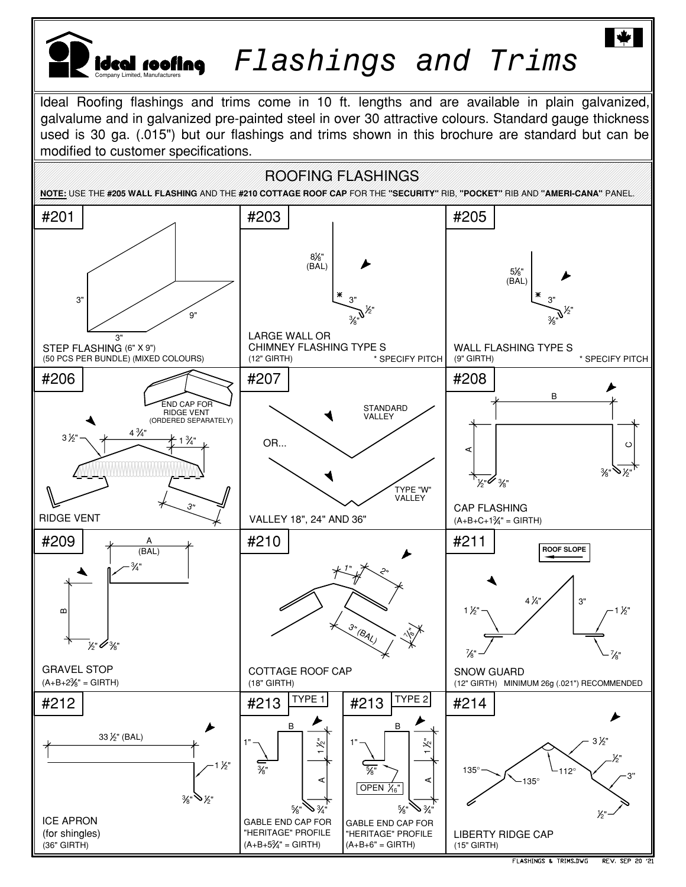# ideal roofing

Company Limited, Manufacturers

# Flashings and Trims

Ideal Roofing flashings and trims come in 10 ft. lengths and are available in plain galvanized, galvalume and in galvanized pre-painted steel in over 30 attractive colours. Standard gauge thickness used is 30 ga. (.015") but our flashings and trims shown in this brochure are standard but can be modified to customer specifications.

## ROOFING FLASHINGS

**NOTE:** USE THE **#205 WALL FLASHING** AND THE **#210 COTTAGE ROOF CAP** FOR THE **"SECURITY"** RIB, **"POCKET"** RIB AND **"AMERI-CANA"** PANEL.

### #201

3" 9" 3"

STEP FLASHING (6" X 9")
(50 PCS PER BUNDLE) (MIXED COLOURS)

### #203

8⅛" (BAL) 3" ½" ⅜"

LARGE WALL OR CHIMNEY FLASHING TYPE S
(12" GIRTH) * SPECIFY PITCH

### #205

5⅛" (BAL) 3" ½" ⅜"

WALL FLASHING TYPE S
(9" GIRTH) * SPECIFY PITCH

### #206

END CAP FOR RIDGE VENT (ORDERED SEPARATELY)

3½" 4¾" 1¾" 3"

RIDGE VENT

### #207

STANDARD VALLEY

OR...

TYPE "W" VALLEY

VALLEY 18", 24" AND 36"

### #208

B A C ½" ⅜" ⅜" ½"

CAP FLASHING
(A+B+C+1¾" = GIRTH)

### #209

A (BAL) ¾" B ½" ⅜"

GRAVEL STOP
(A+B+2⅜" = GIRTH)

### #210

1" 2" 3" (BAL) ⅞"

COTTAGE ROOF CAP
(18" GIRTH)

### #211

ROOF SLOPE

1½" 4¼" 3" 1½" ⅞" ⅞"

SNOW GUARD
(12" GIRTH) MINIMUM 26g (.021") RECOMMENDED

### #212

33½" (BAL) 1½" ⅜" ½"

ICE APRON
(for shingles)
(36" GIRTH)

### #213 TYPE 1

B 1" 1½" ⅜" A ⅝" ¾"

GABLE END CAP FOR "HERITAGE" PROFILE
(A+B+5¾" = GIRTH)

### #213 TYPE 2

B 1" 1½" ⅝" OPEN 1/16" A ⅝" ¾"

GABLE END CAP FOR "HERITAGE" PROFILE
(A+B+6" = GIRTH)

### #214

3½" ½" 135° 112° 135° 3" ½"

LIBERTY RIDGE CAP
(15" GIRTH)

FLASHINGS & TRIMS.DWG REV. SEP 20 '21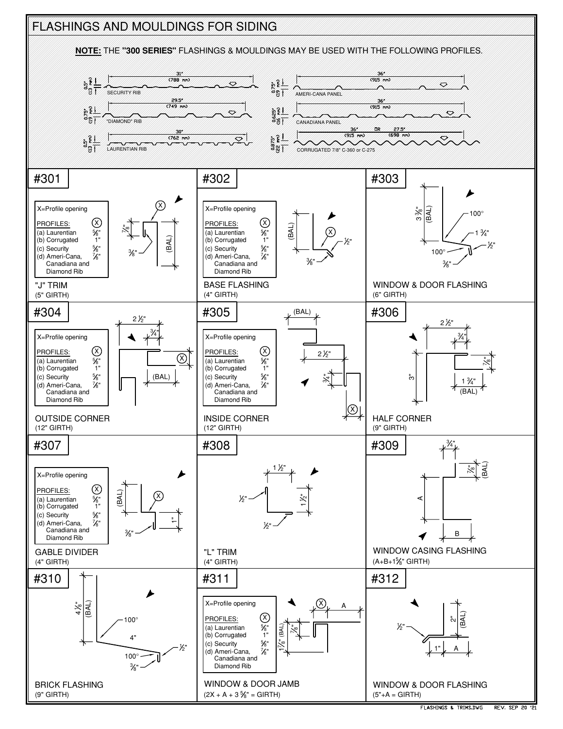# FLASHINGS AND MOULDINGS FOR SIDING

**NOTE:** THE **"300 SERIES"** FLASHINGS & MOULDINGS MAY BE USED WITH THE FOLLOWING PROFILES.

| Profile | Height | Coverage |
|---|---|---|
| SECURITY RIB | 0.5" (13 mm) | 31" (788 mm) |
| "DIAMOND" RIB | 0.75" (19 mm) | 29.5" (749 mm) |
| LAURENTIAN RIB | 0.5" (13 mm) | 30" (762 mm) |
| AMERI-CANA PANEL | 0.75" (19 mm) | 36" (915 mm) |
| CANADIANA PANEL | 0.625" (16 mm) | 36" (915 mm) |
| CORRUGATED 7/8" C-360 or C-275 | 0.875" (22 mm) | 36" (915 mm) OR 27.5" (698 mm) |

## #301

X=Profile opening

| PROFILES: | X |
|---|---|
| (a) Laurentian | ⅝" |
| (b) Corrugated | 1" |
| (c) Security | ⅝" |
| (d) Ameri-Cana, Canadiana and Diamond Rib | ⅞" |

Dimensions: ⅞", ⅜", (BAL), X

"J" TRIM
(5" GIRTH)

## #302

X=Profile opening

| PROFILES: | X |
|---|---|
| (a) Laurentian | ⅝" |
| (b) Corrugated | 1" |
| (c) Security | ⅝" |
| (d) Ameri-Cana, Canadiana and Diamond Rib | ⅞" |

Dimensions: (BAL), X, ½", ⅜"

BASE FLASHING
(4" GIRTH)

## #303

Dimensions: 3⅜" (BAL), 100°, 1¾", ½", 100°, ⅜"

WINDOW & DOOR FLASHING
(6" GIRTH)

## #304

X=Profile opening

| PROFILES: | X |
|---|---|
| (a) Laurentian | ⅝" |
| (b) Corrugated | 1" |
| (c) Security | ⅝" |
| (d) Ameri-Cana, Canadiana and Diamond Rib | ⅞" |

Dimensions: 2½", ¾", X, (BAL)

OUTSIDE CORNER
(12" GIRTH)

## #305

X=Profile opening

| PROFILES: | X |
|---|---|
| (a) Laurentian | ⅝" |
| (b) Corrugated | 1" |
| (c) Security | ⅝" |
| (d) Ameri-Cana, Canadiana and Diamond Rib | ⅞" |

Dimensions: (BAL), 2½", ¾", X

INSIDE CORNER
(12" GIRTH)

## #306

Dimensions: 2½", ¾", ⅞", 3", 1¾" (BAL)

HALF CORNER
(9" GIRTH)

## #307

X=Profile opening

| PROFILES: | X |
|---|---|
| (a) Laurentian | ⅝" |
| (b) Corrugated | 1" |
| (c) Security | ⅝" |
| (d) Ameri-Cana, Canadiana and Diamond Rib | ⅞" |

Dimensions: (BAL), X, 1", ⅜"

GABLE DIVIDER
(4" GIRTH)

## #308

Dimensions: 1½", ½", 1½", ½"

"L" TRIM
(4" GIRTH)

## #309

Dimensions: ¾", ⅞" (BAL), A, B

WINDOW CASING FLASHING
(A+B+1⅝" GIRTH)

## #310

Dimensions: 4⅛" (BAL), 100°, 4", ½", 100°, ⅜"

BRICK FLASHING
(9" GIRTH)

## #311

X=Profile opening

| PROFILES: | X |
|---|---|
| (a) Laurentian | ⅝" |
| (b) Corrugated | 1" |
| (c) Security | ⅝" |
| (d) Ameri-Cana, Canadiana and Diamond Rib | ⅞" |

Dimensions: X, A, ⅞", 1⅞" (BAL)

WINDOW & DOOR JAMB
(2X + A + 3⅝" = GIRTH)

## #312

Dimensions: ½", 2" (BAL), 1", A

WINDOW & DOOR FLASHING
(5"+A = GIRTH)

FLASHINGS & TRIMS.DWG REV. SEP 20 '21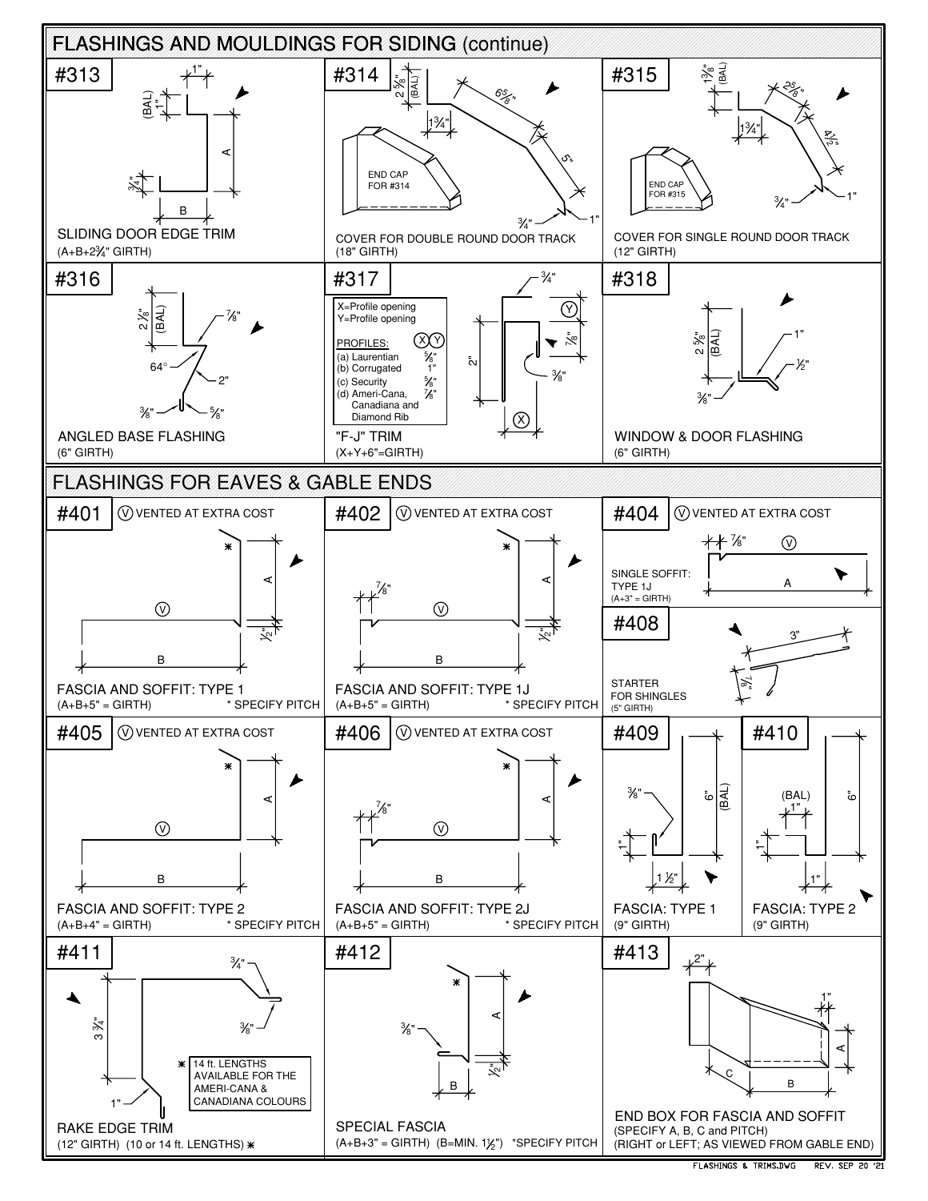## FLASHINGS AND MOULDINGS FOR SIDING (continue)

### #313

SLIDING DOOR EDGE TRIM

(A+B+2¾" GIRTH)

### #314

COVER FOR DOUBLE ROUND DOOR TRACK

(18" GIRTH)

END CAP FOR #314

### #315

COVER FOR SINGLE ROUND DOOR TRACK

(12" GIRTH)

END CAP FOR #315

### #316

ANGLED BASE FLASHING

(6" GIRTH)

### #317

X=Profile opening
Y=Profile opening

| PROFILES: | X | Y |
|---|---|---|
| (a) Laurentian | ⅝" | |
| (b) Corrugated | 1" | |
| (c) Security | ⅝" | |
| (d) Ameri-Cana, Canadiana and Diamond Rib | ⅞" | |

"F-J" TRIM

(X+Y+6"=GIRTH)

### #318

WINDOW & DOOR FLASHING

(6" GIRTH)

## FLASHINGS FOR EAVES & GABLE ENDS

### #401

Ⓥ VENTED AT EXTRA COST

FASCIA AND SOFFIT: TYPE 1

(A+B+5" = GIRTH) * SPECIFY PITCH

### #402

Ⓥ VENTED AT EXTRA COST

FASCIA AND SOFFIT: TYPE 1J

(A+B+5" = GIRTH) * SPECIFY PITCH

### #404

Ⓥ VENTED AT EXTRA COST

SINGLE SOFFIT: TYPE 1J

(A+3" = GIRTH)

### #408

STARTER FOR SHINGLES

(5" GIRTH)

### #405

Ⓥ VENTED AT EXTRA COST

FASCIA AND SOFFIT: TYPE 2

(A+B+4" = GIRTH) * SPECIFY PITCH

### #406

Ⓥ VENTED AT EXTRA COST

FASCIA AND SOFFIT: TYPE 2J

(A+B+5" = GIRTH) * SPECIFY PITCH

### #409

FASCIA: TYPE 1

(9" GIRTH)

### #410

FASCIA: TYPE 2

(9" GIRTH)

### #411

* 14 ft. LENGTHS AVAILABLE FOR THE AMERI-CANA & CANADIANA COLOURS

RAKE EDGE TRIM

(12" GIRTH) (10 or 14 ft. LENGTHS) *

### #412

SPECIAL FASCIA

(A+B+3" = GIRTH) (B=MIN. 1½") *SPECIFY PITCH

### #413

END BOX FOR FASCIA AND SOFFIT

(SPECIFY A, B, C and PITCH)

(RIGHT or LEFT; AS VIEWED FROM GABLE END)

FLASHINGS & TRIMS.DWG REV. SEP 20 '21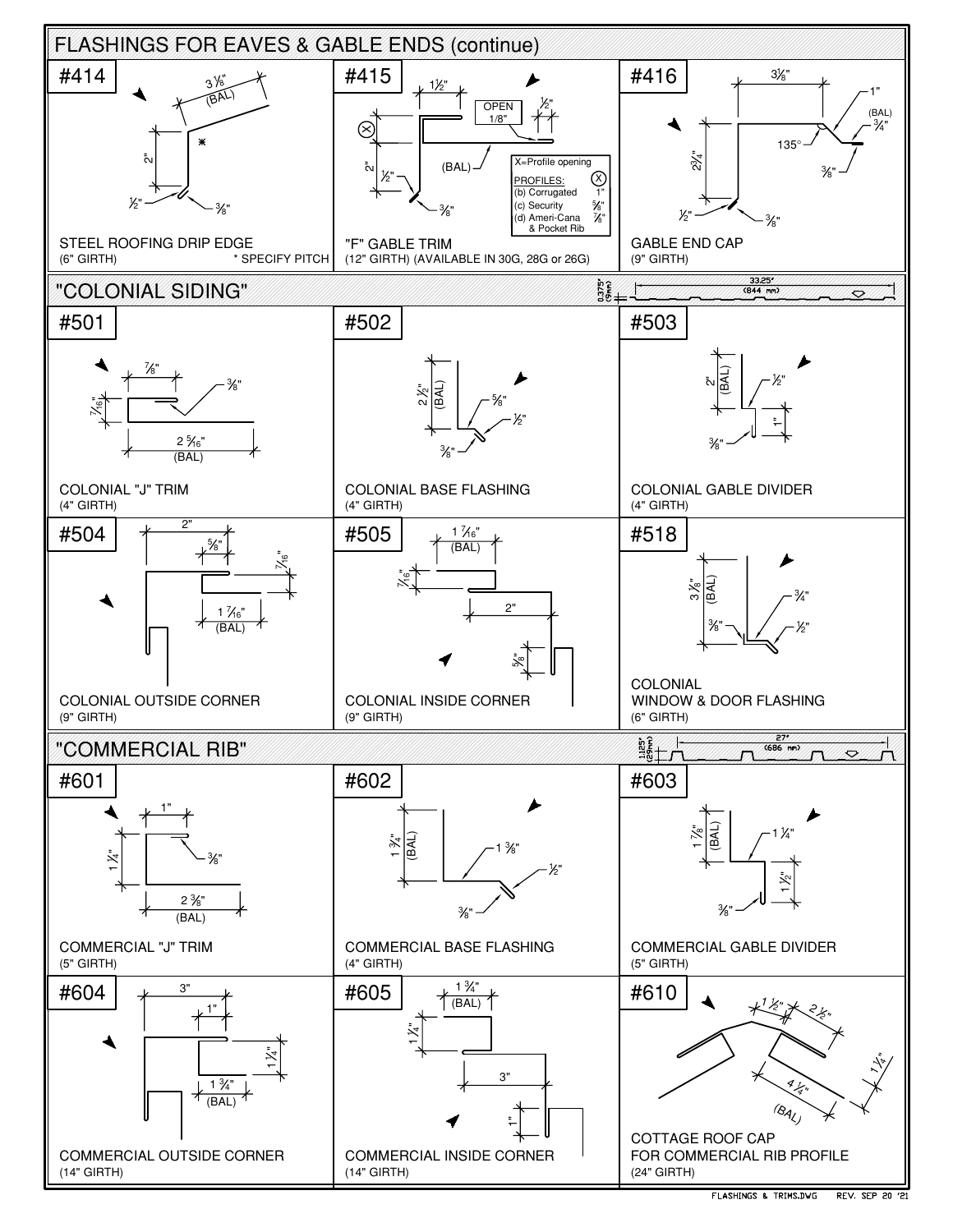## FLASHINGS FOR EAVES & GABLE ENDS (continue)

### #414

3 ⅛" (BAL)
2"
½"
⅜"
*

STEEL ROOFING DRIP EDGE
(6" GIRTH)
* SPECIFY PITCH

### #415

1½"
OPEN 1/8"
½"
2"
½"
(BAL)
⅜"

X=Profile opening
PROFILES: X
(b) Corrugated 1"
(c) Security ⅝"
(d) Ameri-Cana & Pocket Rib ⅞"

"F" GABLE TRIM
(12" GIRTH) (AVAILABLE IN 30G, 28G or 26G)

### #416

3⅛"
1"
(BAL) ¾"
135°
⅜"
2¾"
½"
⅜"

GABLE END CAP
(9" GIRTH)

## "COLONIAL SIDING"

0.375" (9mm)
33.25" (844 mm)

### #501

⅞"
⅜"
7/16"
2 5/16" (BAL)

COLONIAL "J" TRIM
(4" GIRTH)

### #502

2 ½" (BAL)
⅝"
½"
⅜"

COLONIAL BASE FLASHING
(4" GIRTH)

### #503

2" (BAL)
½"
1"
⅜"

COLONIAL GABLE DIVIDER
(4" GIRTH)

### #504

2"
⅝"
7/16"
1 7/16" (BAL)

COLONIAL OUTSIDE CORNER
(9" GIRTH)

### #505

1 7/16" (BAL)
7/16"
2"
⅝"

COLONIAL INSIDE CORNER
(9" GIRTH)

### #518

3⅛" (BAL)
¾"
⅜"
½"

COLONIAL
WINDOW & DOOR FLASHING
(6" GIRTH)

## "COMMERCIAL RIB"

1.125" (29mm)
27" (686 mm)

### #601

1"
1¼"
⅜"
2 ⅜" (BAL)

COMMERCIAL "J" TRIM
(5" GIRTH)

### #602

1 ¾" (BAL)
1 ⅜"
½"
⅜"

COMMERCIAL BASE FLASHING
(4" GIRTH)

### #603

1 ⅞" (BAL)
1 ¼"
1 ½"
⅜"

COMMERCIAL GABLE DIVIDER
(5" GIRTH)

### #604

3"
1"
1 ¼"
1 ¾" (BAL)

COMMERCIAL OUTSIDE CORNER
(14" GIRTH)

### #605

1 ¾" (BAL)
1¼"
3"
1"

COMMERCIAL INSIDE CORNER
(14" GIRTH)

### #610

1 ½"
2 ½"
1¼"
4 ¼" (BAL)

COTTAGE ROOF CAP
FOR COMMERCIAL RIB PROFILE
(24" GIRTH)

FLASHINGS & TRIMS.DWG REV. SEP 20 '21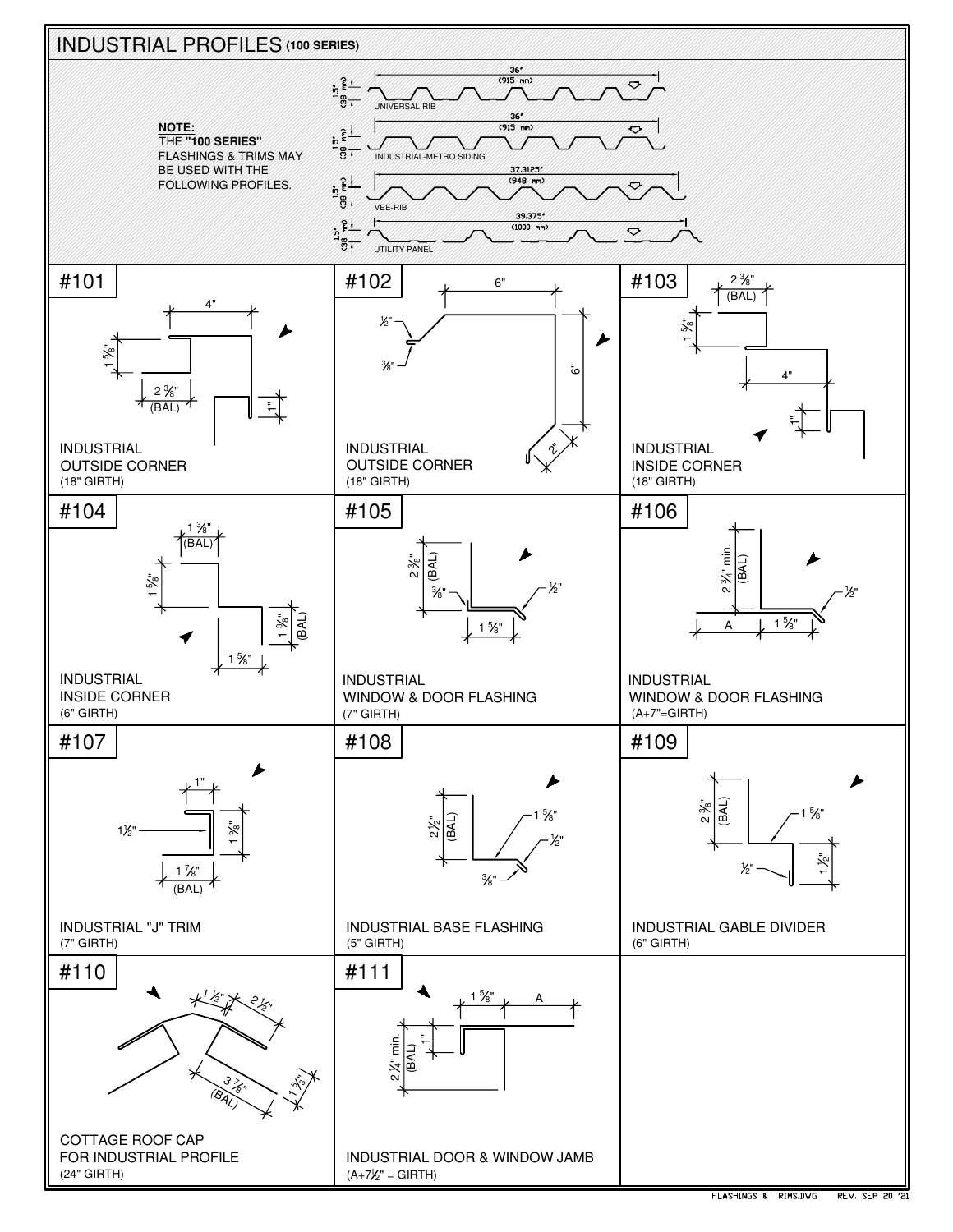# INDUSTRIAL PROFILES (100 SERIES)

**NOTE:**
THE **"100 SERIES"** FLASHINGS & TRIMS MAY BE USED WITH THE FOLLOWING PROFILES.

- UNIVERSAL RIB — 36" (915 mm), 1.5" (38 mm)
- INDUSTRIAL-METRO SIDING — 36" (915 mm), 1.5" (38 mm)
- VEE-RIB — 37.3125" (948 mm), 1.5" (38 mm)
- UTILITY PANEL — 39.375" (1000 mm), 1.5" (38 mm)

## #101

4"; 1 5⁄8"; 2 3⁄8" (BAL); 1"

INDUSTRIAL OUTSIDE CORNER
(18" GIRTH)

## #102

6"; ½"; 3⁄8"; 6"; 2"

INDUSTRIAL OUTSIDE CORNER
(18" GIRTH)

## #103

2 3⁄8" (BAL); 1 5⁄8"; 4"; 1"

INDUSTRIAL INSIDE CORNER
(18" GIRTH)

## #104

1 3⁄8" (BAL); 1 5⁄8"; 1 3⁄8" (BAL); 1 5⁄8"

INDUSTRIAL INSIDE CORNER
(6" GIRTH)

## #105

2 3⁄8" (BAL); 3⁄8"; ½"; 1 5⁄8"

INDUSTRIAL WINDOW & DOOR FLASHING
(7" GIRTH)

## #106

2 3⁄4" min. (BAL); ½"; A; 1 5⁄8"

INDUSTRIAL WINDOW & DOOR FLASHING
(A+7"=GIRTH)

## #107

1"; 1½"; 1 5⁄8"; 1 7⁄8" (BAL)

INDUSTRIAL "J" TRIM
(7" GIRTH)

## #108

2½" (BAL); 1 5⁄8"; ½"; 3⁄8"

INDUSTRIAL BASE FLASHING
(5" GIRTH)

## #109

2 3⁄8" (BAL); 1 5⁄8"; ½"; 1½"

INDUSTRIAL GABLE DIVIDER
(6" GIRTH)

## #110

1½"; 2½"; 3 7⁄8" (BAL); 1 5⁄8"

COTTAGE ROOF CAP FOR INDUSTRIAL PROFILE
(24" GIRTH)

## #111

1 5⁄8"; A; 1"; 2¼" min. (BAL)

INDUSTRIAL DOOR & WINDOW JAMB
(A+7½" = GIRTH)

FLASHINGS & TRIMS.DWG REV. SEP 20 '21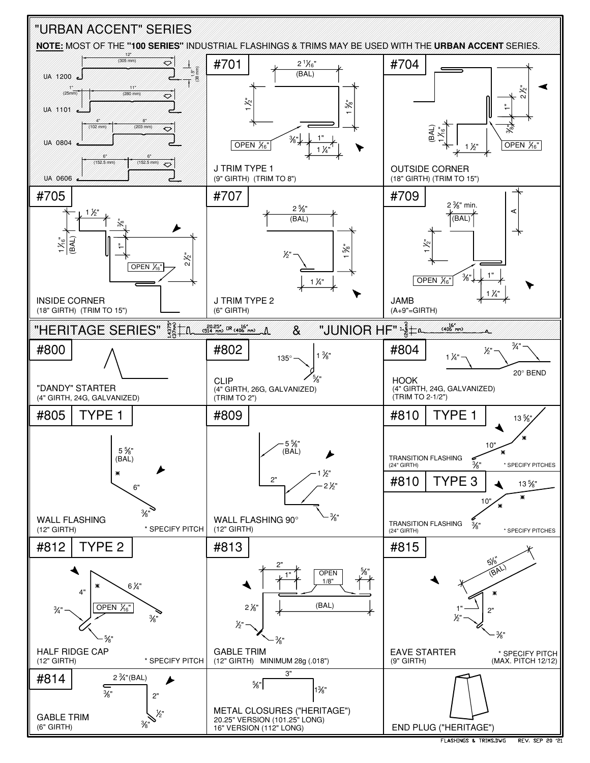# "URBAN ACCENT" SERIES

**NOTE:** MOST OF THE **"100 SERIES"** INDUSTRIAL FLASHINGS & TRIMS MAY BE USED WITH THE **URBAN ACCENT** SERIES.

UA 1200 — 12" (305 mm), 1.5" (38 mm)

UA 1101 — 1" (25mm), 11" (280 mm)

UA 0804 — 4" (102 mm), 8" (203 mm)

UA 0606 — 6" (152.5 mm), 6" (152.5 mm)

## #701

2 1/16" (BAL), 1 1/2", 1 5/8", 3/8", 1", 1 1/4", OPEN 1/16"

J TRIM TYPE 1
(9" GIRTH) (TRIM TO 8")

## #704

2 1/2", 1", 3/8", 1 1/16" (BAL), 1 1/2", OPEN 1/16"

OUTSIDE CORNER
(18" GIRTH) (TRIM TO 15")

## #705

1 1/2", 3/8", 1 1/16" (BAL), 1", 2 1/2", OPEN 1/16"

INSIDE CORNER
(18" GIRTH) (TRIM TO 15")

## #707

2 5/8" (BAL), 1 5/8", 1/2", 1 1/4"

J TRIM TYPE 2
(6" GIRTH)

## #709

2 3/8" min. (BAL), A, 1 1/2", OPEN 1/16", 3/8", 1", 1 1/4"

JAMB
(A+9"=GIRTH)

# "HERITAGE SERIES" 1.4375" (37mm) 20.25" (514 mm) OR 16" (406 mm) & "JUNIOR HF" 1" (25mm) 16" (406 mm)

## #800

"DANDY" STARTER
(4" GIRTH, 24G, GALVANIZED)

## #802

135°, 1 3/8", 5/8"

CLIP
(4" GIRTH, 26G, GALVANIZED)
(TRIM TO 2")

## #804

1 1/4", 1/2", 3/4", 20° BEND

HOOK
(4" GIRTH, 24G, GALVANIZED)
(TRIM TO 2-1/2")

## #805 TYPE 1

5 5/8" (BAL), *, 6", 3/8"

WALL FLASHING
(12" GIRTH) * SPECIFY PITCH

## #809

5 5/8" (BAL), 2", 1 1/2", 2 1/2", 3/8"

WALL FLASHING 90°
(12" GIRTH)

## #810 TYPE 1

13 5/8", 10", *, 3/8"

TRANSITION FLASHING
(24" GIRTH) * SPECIFY PITCHES

## #810 TYPE 3

13 5/8", 10", *, 3/8"

TRANSITION FLASHING
(24" GIRTH) * SPECIFY PITCHES

## #812 TYPE 2

4", *, 6 1/4", 3/4", OPEN 1/16", 3/8", 5/8"

HALF RIDGE CAP
(12" GIRTH) * SPECIFY PITCH

## #813

2", 1", OPEN 1/8", 5/8", 2 1/8", (BAL), 1/2", 3/8"

GABLE TRIM
(12" GIRTH) MINIMUM 28g (.018")

## #815

5 1/8" (BAL), *, 1", 2", 1/2", 3/8"

EAVE STARTER
(9" GIRTH) * SPECIFY PITCH (MAX. PITCH 12/12)

## #814

2 3/4" (BAL), 3/8", 2", 1/2", 3/8"

GABLE TRIM
(6" GIRTH)

3", 5/8", 1 3/8"

METAL CLOSURES ("HERITAGE")
20.25" VERSION (101.25" LONG)
16" VERSION (112" LONG)

END PLUG ("HERITAGE")

FLASHINGS & TRIMS.DWG REV. SEP 20 '21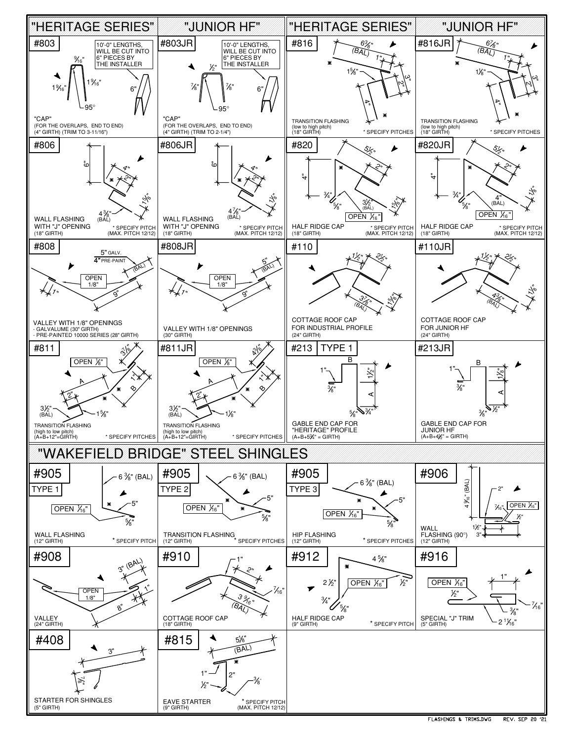# "HERITAGE SERIES" / "JUNIOR HF"

## #803
10'-0" LENGTHS, WILL BE CUT INTO 6" PIECES BY THE INSTALLER

9/16" — 1 9/16" — 1 9/16" — 6" — 95°

"CAP"
(FOR THE OVERLAPS, END TO END)
(4" GIRTH) (TRIM TO 3-11/16")

## #803JR
10'-0" LENGTHS, WILL BE CUT INTO 6" PIECES BY THE INSTALLER

1/2" — 7/8" — 7/8" — 6" — 95°

"CAP"
(FOR THE OVERLAPS, END TO END)
(4" GIRTH) (TRIM TO 2-1/4")

## #816
6 3/8" (BAL) — 1" — 1 5/8" — 3" — 2" — 4"

TRANSITION FLASHING
(low to high pitch)
(18" GIRTH)
* SPECIFY PITCHES

## #816JR
6 7/8" (BAL) — 1" — 1 1/8" — 3" — 2" — 4"

TRANSITION FLASHING
(low to high pitch)
(18" GIRTH)
* SPECIFY PITCHES

## #806
6" — 4" — 2" — 1 5/8" — 4 3/8" (BAL)

WALL FLASHING WITH "J" OPENING
(18" GIRTH)
* SPECIFY PITCH (MAX. PITCH 12/12)

## #806JR
6" — 4" — 2" — 1 1/8" — 4 7/8" (BAL)

WALL FLASHING WITH "J" OPENING
(18" GIRTH)
* SPECIFY PITCH (MAX. PITCH 12/12)

## #820
5 1/2" — 2" — 4" — 3/4" — 5/8" — 3 1/2" (BAL) — 1 5/8" — OPEN 1/16"

HALF RIDGE CAP
(18" GIRTH)
* SPECIFY PITCH (MAX. PITCH 12/12)

## #820JR
5 1/2" — 2" — 4" — 3/4" — 5/8" — 4" (BAL) — 1 1/8" — OPEN 1/16"

HALF RIDGE CAP
(18" GIRTH)
* SPECIFY PITCH (MAX. PITCH 12/12)

## #808
5" GALV. — 4" PRE-PAINT (BAL) — OPEN 1/8" — 1" — 9"

VALLEY WITH 1/8" OPENINGS
- GALVALUME (30" GIRTH)
- PRE-PAINTED 10000 SERIES (28" GIRTH)

## #808JR
5" (BAL) — OPEN 1/8" — 1" — 9"

VALLEY WITH 1/8" OPENINGS
(30" GIRTH)

## #110
1 1/2" — 2 1/2" — 3 7/8" (BAL) — 1 5/8"

COTTAGE ROOF CAP FOR INDUSTRIAL PROFILE
(24" GIRTH)

## #110JR
1 1/2" — 2 1/2" — 4 3/8" (BAL) — 1 1/8"

COTTAGE ROOF CAP FOR JUNIOR HF
(24" GIRTH)

## #811
OPEN 1/8" — 3 7/8" — 1" — A — B — 2" — 3 1/2" (BAL) — 1 5/8"

TRANSITION FLASHING
(high to low pitch)
(A+B+12"=GIRTH)
* SPECIFY PITCHES

## #811JR
OPEN 1/8" — 4 3/8" — 1" — A — B — 2" — 3 1/2" (BAL) — 1 1/8"

TRANSITION FLASHING
(high to low pitch)
(A+B+12"=GIRTH)
* SPECIFY PITCHES

## #213 TYPE 1
B — 1" — 1 1/2" — 3/8" — A — 5/8" — 3/4"

GABLE END CAP FOR "HERITAGE" PROFILE
(A+B+5 3/4" = GIRTH)

## #213JR
B — 1" — 1 1/8" — 3/8" — A — 3/8" — 1/2"

GABLE END CAP FOR JUNIOR HF
(A+B+4 1/2" = GIRTH)

# "WAKEFIELD BRIDGE" STEEL SHINGLES

## #905 TYPE 1
6 3/8" (BAL) — 5" — OPEN 1/16" — 5/8"

WALL FLASHING
(12" GIRTH)
* SPECIFY PITCH

## #905 TYPE 2
6 3/8" (BAL) — 5" — OPEN 1/16" — 5/8"

TRANSITION FLASHING
(12" GIRTH)
* SPECIFY PITCHES

## #905 TYPE 3
6 3/8" (BAL) — 5" — OPEN 1/16" — 5/8"

HIP FLASHING
(12" GIRTH)
* SPECIFY PITCHES

## #906
4 9/16" (BAL) — 2" — 7/16" — OPEN 1/16" — 1/2" — 1 1/2" — 3"

WALL FLASHING (90°)
(12" GIRTH)

## #908
3" (BAL) — 1" — OPEN 1/8" — 8"

VALLEY
(24" GIRTH)

## #910
1" — 2" — 7/16" — 3 9/16" (BAL)

COTTAGE ROOF CAP
(18" GIRTH)

## #912
4 5/8" — 2 1/2" — OPEN 1/16" — 1/2" — 3/4" — 5/8"

HALF RIDGE CAP
(9" GIRTH)
* SPECIFY PITCH

## #916
OPEN 1/16" — 1" — 1/2" — 7/16" — 3/8" — 2 11/16"

SPECIAL "J" TRIM
(5" GIRTH)

## #408
3" — 7/8"

STARTER FOR SHINGLES
(5" GIRTH)

## #815
5 1/8" (BAL) — 1" — 2" — 1/2" — 3/8"

EAVE STARTER
(9" GIRTH)
* SPECIFY PITCH (MAX. PITCH 12/12)

FLASHINGS & TRIMS.DWG REV. SEP 20 '21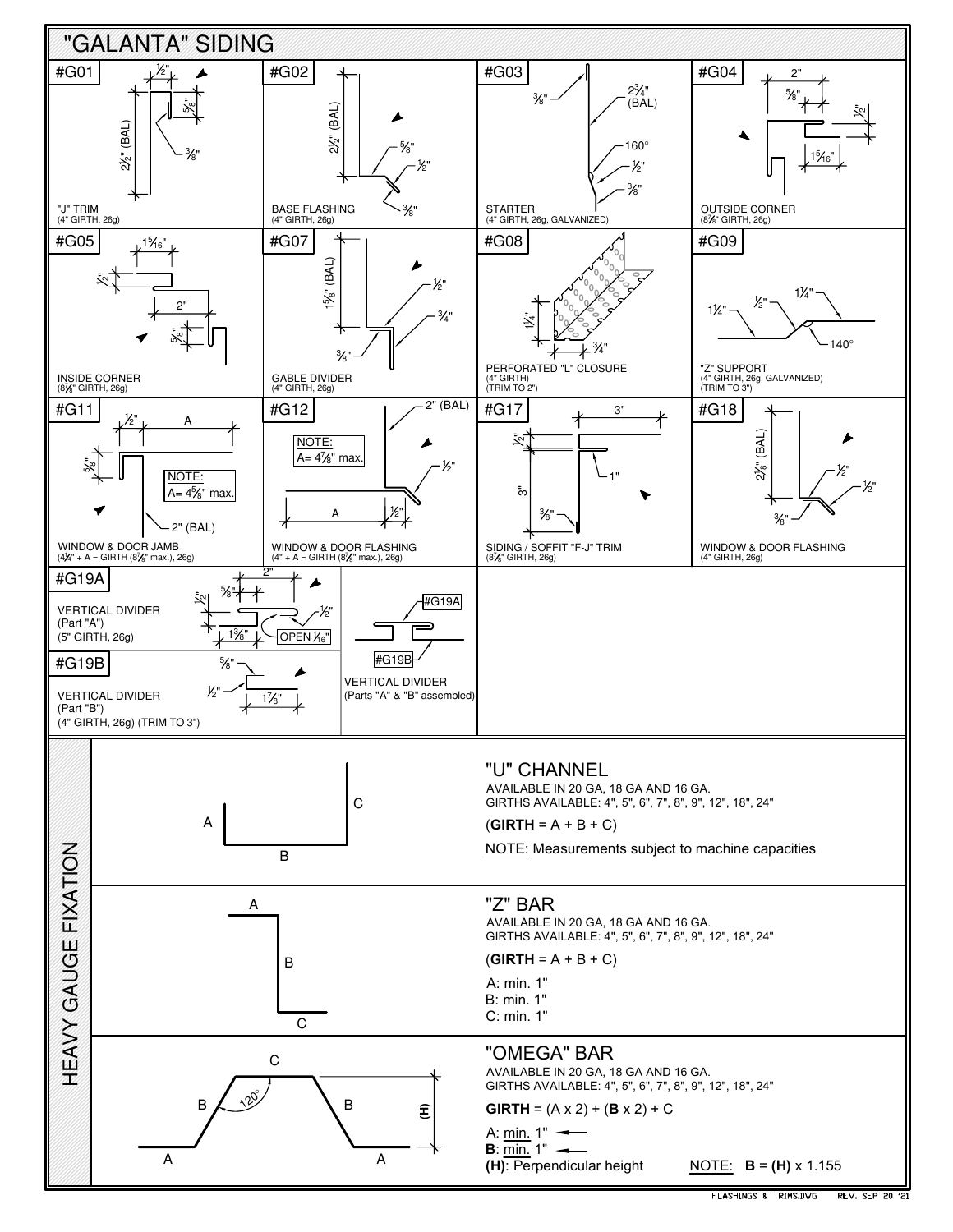# "GALANTA" SIDING

## #G01

½"
⅝"
2½" (BAL)
⅜"

"J" TRIM
(4" GIRTH, 26g)

## #G02

2½" (BAL)
⅝"
½"
⅜"

BASE FLASHING
(4" GIRTH, 26g)

## #G03

⅜"
2¾" (BAL)
160°
½"
⅜"

STARTER
(4" GIRTH, 26g, GALVANIZED)

## #G04

2"
⅝"
½"
1⁵⁄₁₆"

OUTSIDE CORNER
(8⅞" GIRTH, 26g)

## #G05

1⁵⁄₁₆"
½"
2"
⅝"

INSIDE CORNER
(8⅞" GIRTH, 26g)

## #G07

1⅝" (BAL)
½"
¾"
⅜"

GABLE DIVIDER
(4" GIRTH, 26g)

## #G08

1¼"
¾"

PERFORATED "L" CLOSURE
(4" GIRTH)
(TRIM TO 2")

## #G09

1¼"
½"
1¼"
140°

"Z" SUPPORT
(4" GIRTH, 26g, GALVANIZED)
(TRIM TO 3")

## #G11

½"
A
⅝"
NOTE:
A= 4⅝" max.
2" (BAL)

WINDOW & DOOR JAMB
(4¼" + A = GIRTH (8⅞" max.), 26g)

## #G12

2" (BAL)
NOTE:
A= 4⅞" max.
½"
A
½"

WINDOW & DOOR FLASHING
(4" + A = GIRTH (8⅞" max.), 26g)

## #G17

3"
½"
1"
3"
⅜"

SIDING / SOFFIT "F-J" TRIM
(8⅞" GIRTH, 26g)

## #G18

2⅞" (BAL)
½"
½"
⅜"

WINDOW & DOOR FLASHING
(4" GIRTH, 26g)

## #G19A

VERTICAL DIVIDER
(Part "A")
(5" GIRTH, 26g)

2"
⅝"
½"
½"
1⅜"
OPEN ¹⁄₁₆"

## #G19B

VERTICAL DIVIDER
(Part "B")
(4" GIRTH, 26g) (TRIM TO 3")

⅝"
½"
1⅞"

#G19A
#G19B
VERTICAL DIVIDER
(Parts "A" & "B" assembled)

# HEAVY GAUGE FIXATION

## "U" CHANNEL

A
B
C

AVAILABLE IN 20 GA, 18 GA AND 16 GA.
GIRTHS AVAILABLE: 4", 5", 6", 7", 8", 9", 12", 18", 24"

(**GIRTH** = A + B + C)

NOTE: Measurements subject to machine capacities

## "Z" BAR

A
B
C

AVAILABLE IN 20 GA, 18 GA AND 16 GA.
GIRTHS AVAILABLE: 4", 5", 6", 7", 8", 9", 12", 18", 24"

(**GIRTH** = A + B + C)

A: min. 1"
B: min. 1"
C: min. 1"

## "OMEGA" BAR

C
B
B
120°
(H)
A
A

AVAILABLE IN 20 GA, 18 GA AND 16 GA.
GIRTHS AVAILABLE: 4", 5", 6", 7", 8", 9", 12", 18", 24"

**GIRTH** = (A x 2) + (**B** x 2) + C

A: min. 1"
**B**: min. 1"
**(H)**: Perpendicular height

NOTE: **B** = **(H)** x 1.155

FLASHINGS & TRIMS.DWG REV. SEP 20 '21